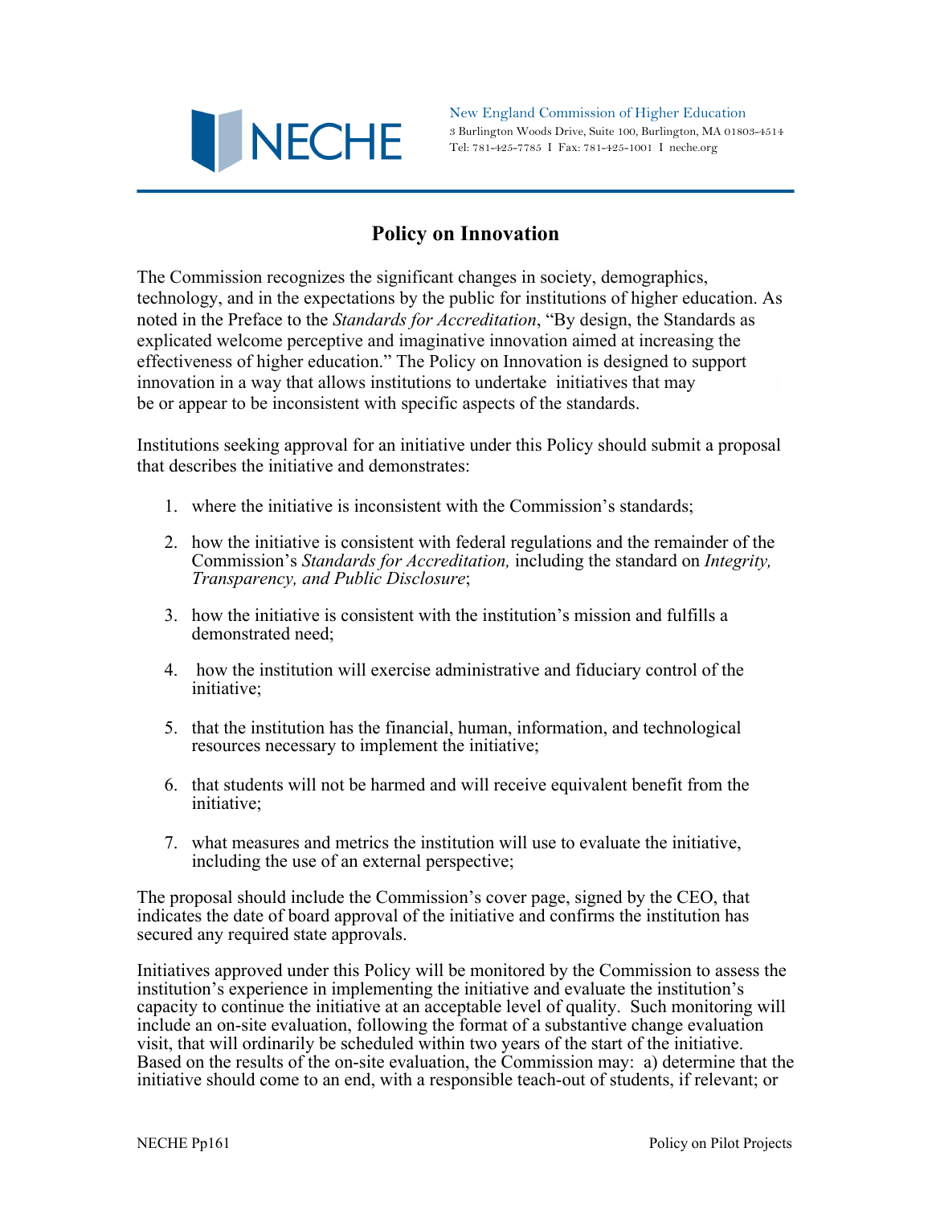New England Commission of Higher Education
3 Burlington Woods Drive, Suite 100, Burlington, MA 01803-4514
Tel: 781-425-7785 I Fax: 781-425-1001 I neche.org

# Policy on Innovation

The Commission recognizes the significant changes in society, demographics, technology, and in the expectations by the public for institutions of higher education. As noted in the Preface to the *Standards for Accreditation*, "By design, the Standards as explicated welcome perceptive and imaginative innovation aimed at increasing the effectiveness of higher education." The Policy on Innovation is designed to support innovation in a way that allows institutions to undertake initiatives that may be or appear to be inconsistent with specific aspects of the standards.

Institutions seeking approval for an initiative under this Policy should submit a proposal that describes the initiative and demonstrates:

1. where the initiative is inconsistent with the Commission's standards;
2. how the initiative is consistent with federal regulations and the remainder of the Commission's *Standards for Accreditation,* including the standard on *Integrity, Transparency, and Public Disclosure*;
3. how the initiative is consistent with the institution's mission and fulfills a demonstrated need;
4. how the institution will exercise administrative and fiduciary control of the initiative;
5. that the institution has the financial, human, information, and technological resources necessary to implement the initiative;
6. that students will not be harmed and will receive equivalent benefit from the initiative;
7. what measures and metrics the institution will use to evaluate the initiative, including the use of an external perspective;

The proposal should include the Commission's cover page, signed by the CEO, that indicates the date of board approval of the initiative and confirms the institution has secured any required state approvals.

Initiatives approved under this Policy will be monitored by the Commission to assess the institution's experience in implementing the initiative and evaluate the institution's capacity to continue the initiative at an acceptable level of quality. Such monitoring will include an on-site evaluation, following the format of a substantive change evaluation visit, that will ordinarily be scheduled within two years of the start of the initiative. Based on the results of the on-site evaluation, the Commission may: a) determine that the initiative should come to an end, with a responsible teach-out of students, if relevant; or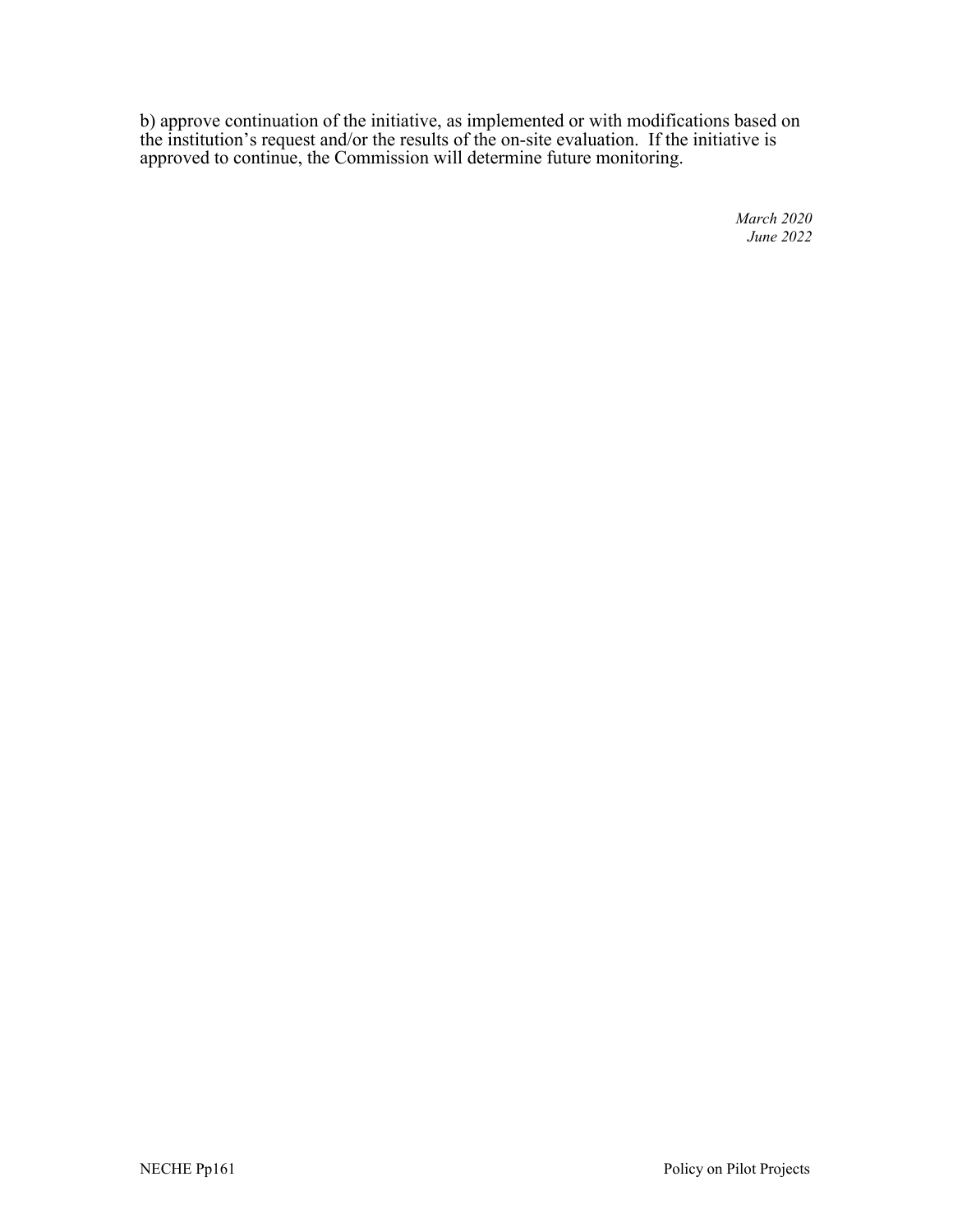b) approve continuation of the initiative, as implemented or with modifications based on the institution's request and/or the results of the on-site evaluation. If the initiative is approved to continue, the Commission will determine future monitoring.

*March 2020*
*June 2022*